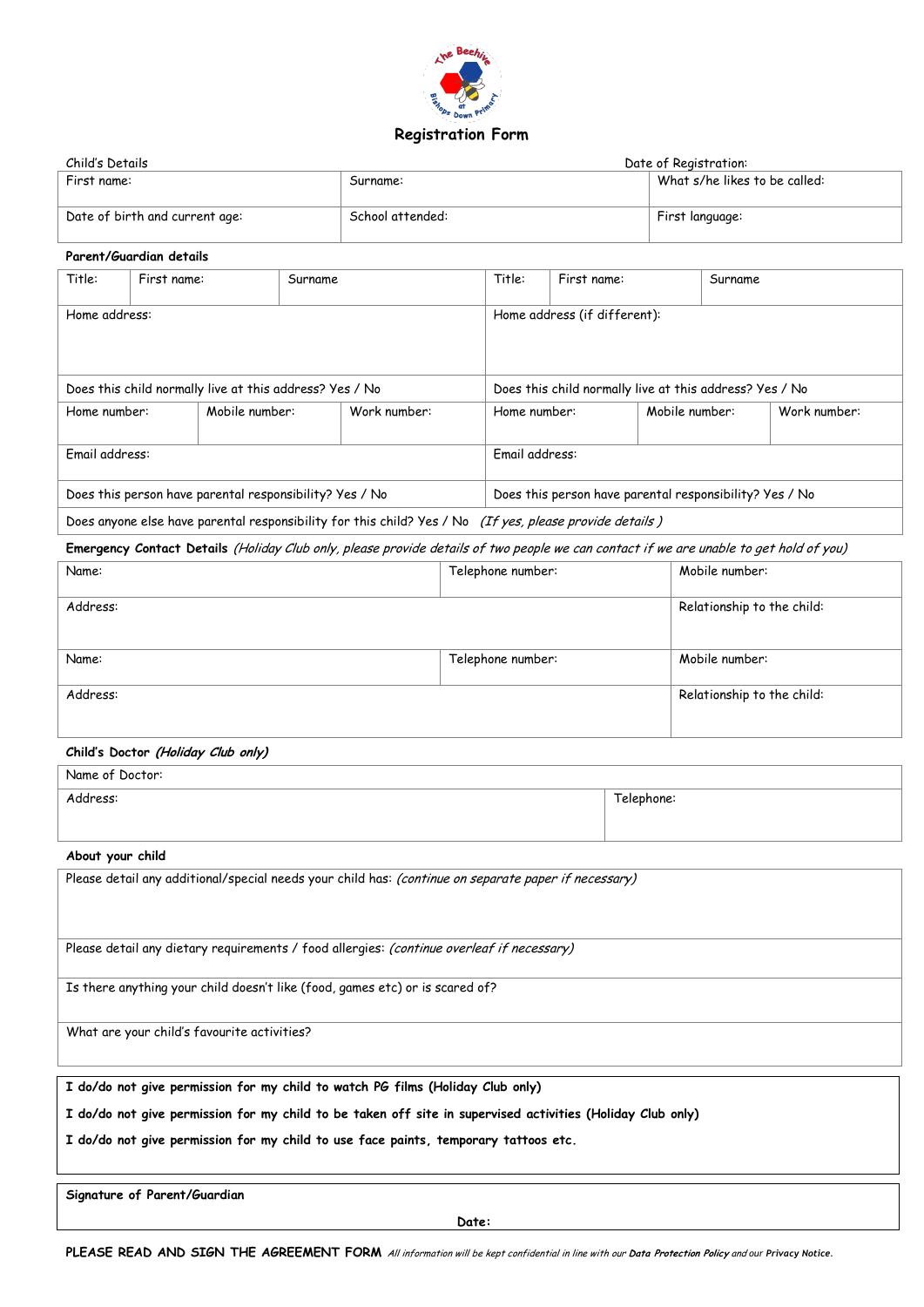# Registration Form

Child's Details | Date of Registration:

| First name: | Surname: | What s/he likes to be called: |
|---|---|---|
| Date of birth and current age: | School attended: | First language: |

**Parent/Guardian details**

| Title: | First name: | Surname | Title: | First name: | Surname |
|---|---|---|---|---|---|
| Home address: | | | Home address (if different): | | |
| Does this child normally live at this address? Yes / No | | | Does this child normally live at this address? Yes / No | | |
| Home number: | Mobile number: | Work number: | Home number: | Mobile number: | Work number: |
| Email address: | | | Email address: | | |
| Does this person have parental responsibility? Yes / No | | | Does this person have parental responsibility? Yes / No | | |
| Does anyone else have parental responsibility for this child? Yes / No *(If yes, please provide details )* | | | | | |

**Emergency Contact Details** *(Holiday Club only, please provide details of two people we can contact if we are unable to get hold of you)*

| Name: | Telephone number: | Mobile number: |
|---|---|---|
| Address: | | Relationship to the child: |
| Name: | Telephone number: | Mobile number: |
| Address: | | Relationship to the child: |

**Child's Doctor** ***(Holiday Club only)***

| Name of Doctor: | |
|---|---|
| Address: | Telephone: |

**About your child**

| |
|---|
| Please detail any additional/special needs your child has: *(continue on separate paper if necessary)* |
| Please detail any dietary requirements / food allergies: *(continue overleaf if necessary)* |
| Is there anything your child doesn't like (food, games etc) or is scared of? |
| What are your child's favourite activities? |

**I do/do not give permission for my child to watch PG films (Holiday Club only)**

**I do/do not give permission for my child to be taken off site in supervised activities (Holiday Club only)**

**I do/do not give permission for my child to use face paints, temporary tattoos etc.**

**Signature of Parent/Guardian**

**Date:**

**PLEASE READ AND SIGN THE AGREEMENT FORM** *All information will be kept confidential in line with our **Data Protection Policy** and our **Privacy Notice**.*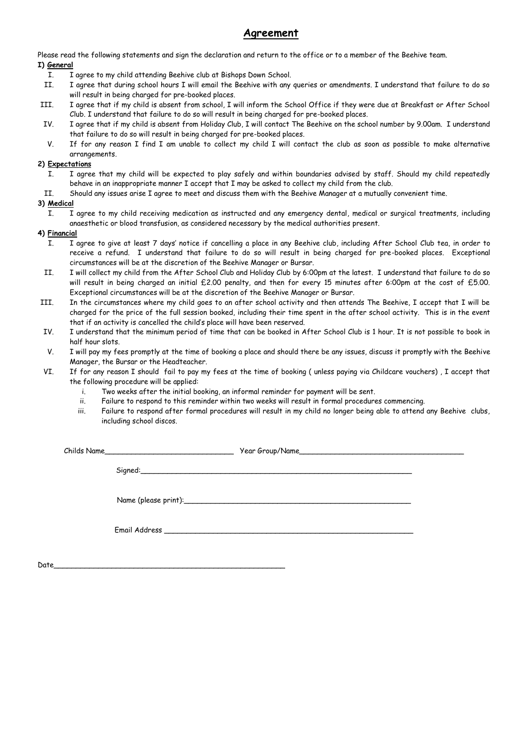# Agreement

Please read the following statements and sign the declaration and return to the office or to a member of the Beehive team.

**I) General**

I. I agree to my child attending Beehive club at Bishops Down School.

II. I agree that during school hours I will email the Beehive with any queries or amendments. I understand that failure to do so will result in being charged for pre-booked places.

III. I agree that if my child is absent from school, I will inform the School Office if they were due at Breakfast or After School Club. I understand that failure to do so will result in being charged for pre-booked places.

IV. I agree that if my child is absent from Holiday Club, I will contact The Beehive on the school number by 9.00am. I understand that failure to do so will result in being charged for pre-booked places.

V. If for any reason I find I am unable to collect my child I will contact the club as soon as possible to make alternative arrangements.

**2) Expectations**

I. I agree that my child will be expected to play safely and within boundaries advised by staff. Should my child repeatedly behave in an inappropriate manner I accept that I may be asked to collect my child from the club.

II. Should any issues arise I agree to meet and discuss them with the Beehive Manager at a mutually convenient time.

**3) Medical**

I. I agree to my child receiving medication as instructed and any emergency dental, medical or surgical treatments, including anaesthetic or blood transfusion, as considered necessary by the medical authorities present.

**4) Financial**

I. I agree to give at least 7 days' notice if cancelling a place in any Beehive club, including After School Club tea, in order to receive a refund. I understand that failure to do so will result in being charged for pre-booked places. Exceptional circumstances will be at the discretion of the Beehive Manager or Bursar.

II. I will collect my child from the After School Club and Holiday Club by 6:00pm at the latest. I understand that failure to do so will result in being charged an initial £2.00 penalty, and then for every 15 minutes after 6:00pm at the cost of £5.00. Exceptional circumstances will be at the discretion of the Beehive Manager or Bursar.

III. In the circumstances where my child goes to an after school activity and then attends The Beehive, I accept that I will be charged for the price of the full session booked, including their time spent in the after school activity. This is in the event that if an activity is cancelled the child's place will have been reserved.

IV. I understand that the minimum period of time that can be booked in After School Club is 1 hour. It is not possible to book in half hour slots.

V. I will pay my fees promptly at the time of booking a place and should there be any issues, discuss it promptly with the Beehive Manager, the Bursar or the Headteacher.

VI. If for any reason I should fail to pay my fees at the time of booking ( unless paying via Childcare vouchers) , I accept that the following procedure will be applied:

   i. Two weeks after the initial booking, an informal reminder for payment will be sent.

   ii. Failure to respond to this reminder within two weeks will result in formal procedures commencing.

   iii. Failure to respond after formal procedures will result in my child no longer being able to attend any Beehive clubs, including school discos.

Childs Name______________________________ Year Group/Name______________________________________

Signed:_________________________________________________________________

Name (please print):_____________________________________________________

Email Address ___________________________________________________________

Date______________________________________________________